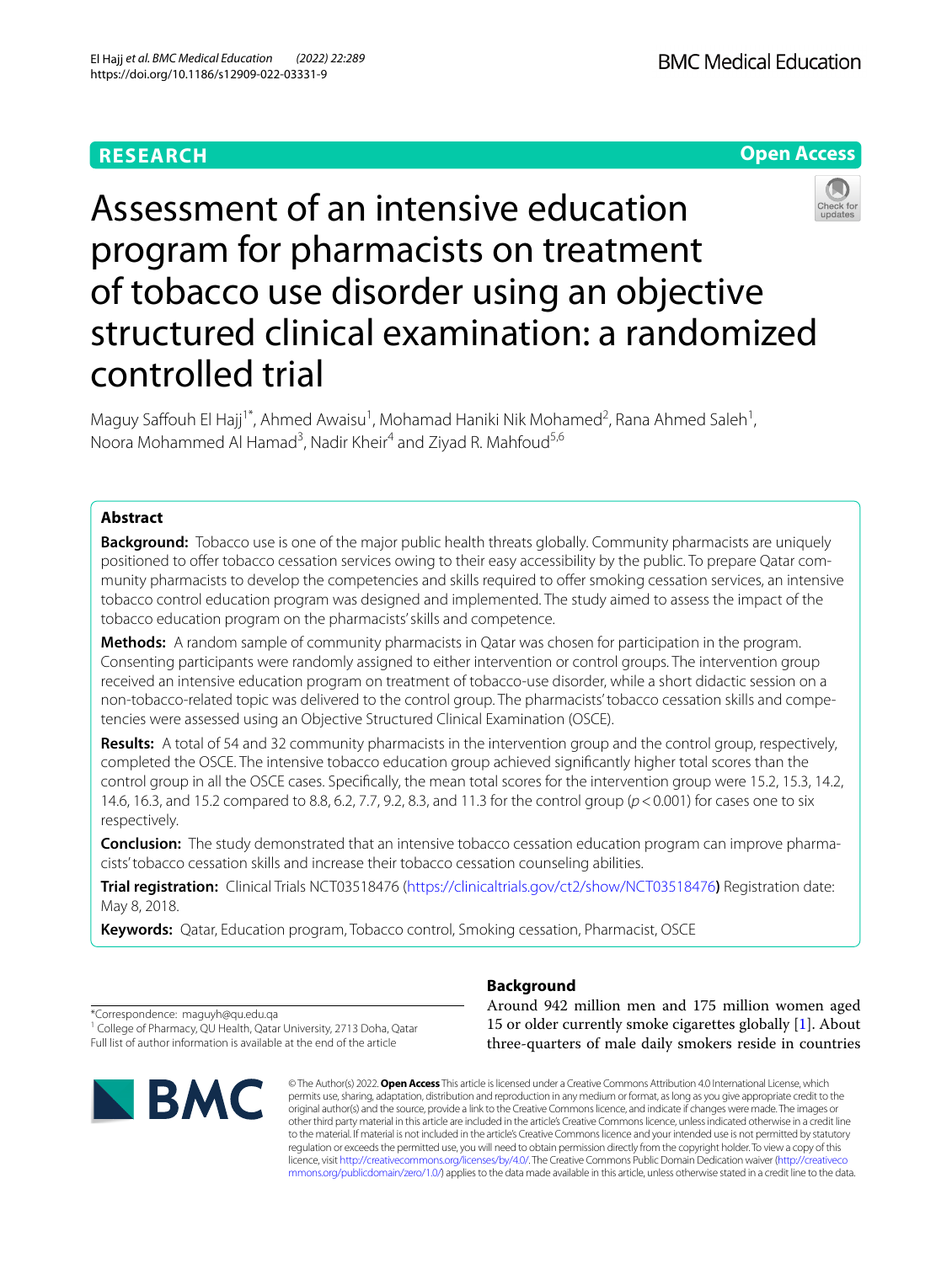RESEARCH

Open Access

# Assessment of an intensive education program for pharmacists on treatment of tobacco use disorder using an objective structured clinical examination: a randomized controlled trial

Maguy Saffouh El Hajj[1*], Ahmed Awaisu[1], Mohamad Haniki Nik Mohamed[2], Rana Ahmed Saleh[1], Noora Mohammed Al Hamad[3], Nadir Kheir[4] and Ziyad R. Mahfoud[5,6]

## Abstract

**Background:** Tobacco use is one of the major public health threats globally. Community pharmacists are uniquely positioned to offer tobacco cessation services owing to their easy accessibility by the public. To prepare Qatar community pharmacists to develop the competencies and skills required to offer smoking cessation services, an intensive tobacco control education program was designed and implemented. The study aimed to assess the impact of the tobacco education program on the pharmacists' skills and competence.

**Methods:** A random sample of community pharmacists in Qatar was chosen for participation in the program. Consenting participants were randomly assigned to either intervention or control groups. The intervention group received an intensive education program on treatment of tobacco-use disorder, while a short didactic session on a non-tobacco-related topic was delivered to the control group. The pharmacists' tobacco cessation skills and competencies were assessed using an Objective Structured Clinical Examination (OSCE).

**Results:** A total of 54 and 32 community pharmacists in the intervention group and the control group, respectively, completed the OSCE. The intensive tobacco education group achieved significantly higher total scores than the control group in all the OSCE cases. Specifically, the mean total scores for the intervention group were 15.2, 15.3, 14.2, 14.6, 16.3, and 15.2 compared to 8.8, 6.2, 7.7, 9.2, 8.3, and 11.3 for the control group ($p < 0.001$) for cases one to six respectively.

**Conclusion:** The study demonstrated that an intensive tobacco cessation education program can improve pharmacists' tobacco cessation skills and increase their tobacco cessation counseling abilities.

**Trial registration:** Clinical Trials NCT03518476 (https://clinicaltrials.gov/ct2/show/NCT03518476) Registration date: May 8, 2018.

**Keywords:** Qatar, Education program, Tobacco control, Smoking cessation, Pharmacist, OSCE

*Correspondence: maguyh@qu.edu.qa
[1] College of Pharmacy, QU Health, Qatar University, 2713 Doha, Qatar
Full list of author information is available at the end of the article

## Background

Around 942 million men and 175 million women aged 15 or older currently smoke cigarettes globally [1]. About three-quarters of male daily smokers reside in countries

© The Author(s) 2022. **Open Access** This article is licensed under a Creative Commons Attribution 4.0 International License, which permits use, sharing, adaptation, distribution and reproduction in any medium or format, as long as you give appropriate credit to the original author(s) and the source, provide a link to the Creative Commons licence, and indicate if changes were made. The images or other third party material in this article are included in the article's Creative Commons licence, unless indicated otherwise in a credit line to the material. If material is not included in the article's Creative Commons licence and your intended use is not permitted by statutory regulation or exceeds the permitted use, you will need to obtain permission directly from the copyright holder. To view a copy of this licence, visit http://creativecommons.org/licenses/by/4.0/. The Creative Commons Public Domain Dedication waiver (http://creativecommons.org/publicdomain/zero/1.0/) applies to the data made available in this article, unless otherwise stated in a credit line to the data.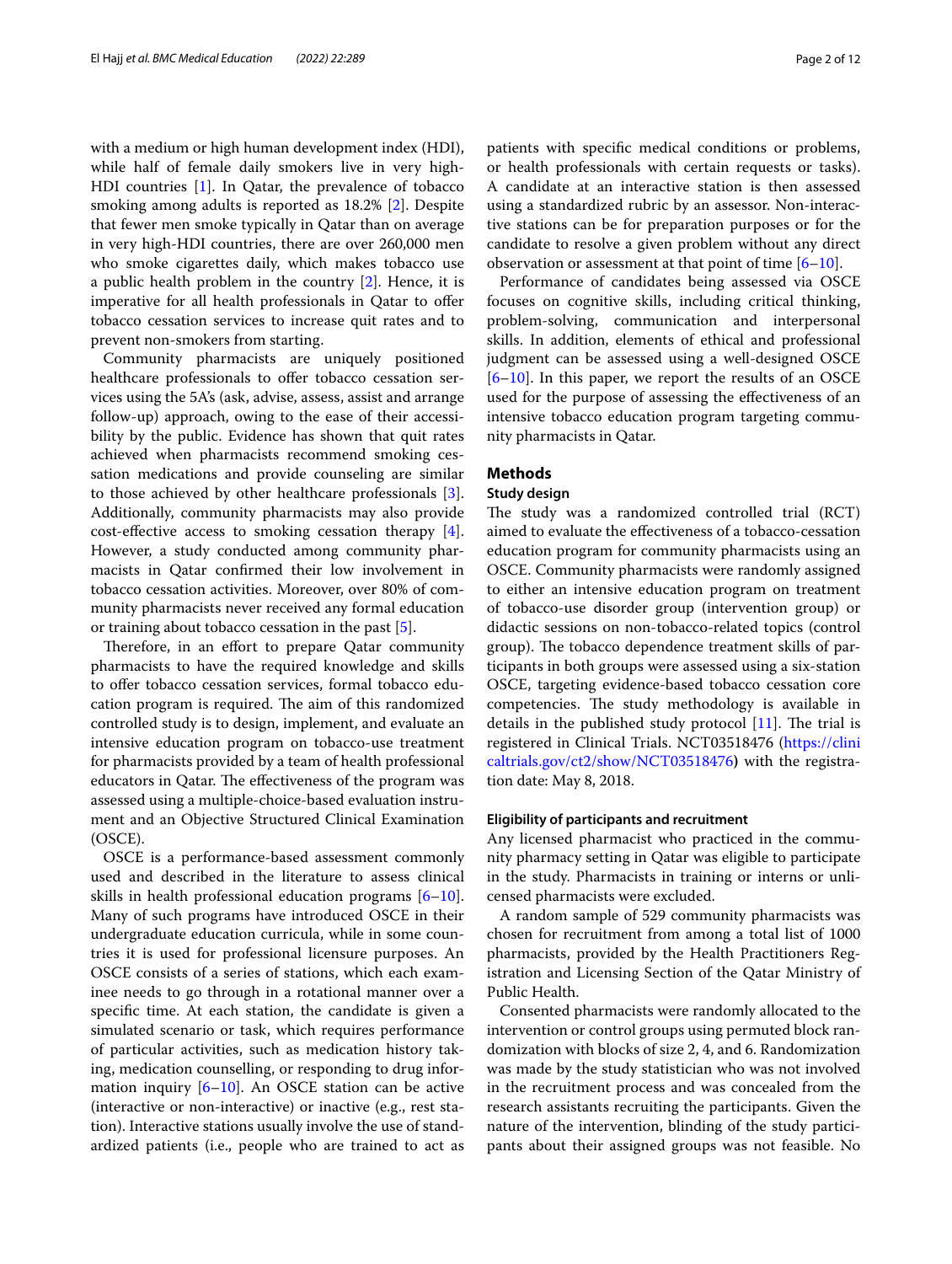with a medium or high human development index (HDI), while half of female daily smokers live in very high-HDI countries [1]. In Qatar, the prevalence of tobacco smoking among adults is reported as 18.2% [2]. Despite that fewer men smoke typically in Qatar than on average in very high-HDI countries, there are over 260,000 men who smoke cigarettes daily, which makes tobacco use a public health problem in the country [2]. Hence, it is imperative for all health professionals in Qatar to offer tobacco cessation services to increase quit rates and to prevent non-smokers from starting.

Community pharmacists are uniquely positioned healthcare professionals to offer tobacco cessation services using the 5A's (ask, advise, assess, assist and arrange follow-up) approach, owing to the ease of their accessibility by the public. Evidence has shown that quit rates achieved when pharmacists recommend smoking cessation medications and provide counseling are similar to those achieved by other healthcare professionals [3]. Additionally, community pharmacists may also provide cost-effective access to smoking cessation therapy [4]. However, a study conducted among community pharmacists in Qatar confirmed their low involvement in tobacco cessation activities. Moreover, over 80% of community pharmacists never received any formal education or training about tobacco cessation in the past [5].

Therefore, in an effort to prepare Qatar community pharmacists to have the required knowledge and skills to offer tobacco cessation services, formal tobacco education program is required. The aim of this randomized controlled study is to design, implement, and evaluate an intensive education program on tobacco-use treatment for pharmacists provided by a team of health professional educators in Qatar. The effectiveness of the program was assessed using a multiple-choice-based evaluation instrument and an Objective Structured Clinical Examination (OSCE).

OSCE is a performance-based assessment commonly used and described in the literature to assess clinical skills in health professional education programs [6–10]. Many of such programs have introduced OSCE in their undergraduate education curricula, while in some countries it is used for professional licensure purposes. An OSCE consists of a series of stations, which each examinee needs to go through in a rotational manner over a specific time. At each station, the candidate is given a simulated scenario or task, which requires performance of particular activities, such as medication history taking, medication counselling, or responding to drug information inquiry [6–10]. An OSCE station can be active (interactive or non-interactive) or inactive (e.g., rest station). Interactive stations usually involve the use of standardized patients (i.e., people who are trained to act as patients with specific medical conditions or problems, or health professionals with certain requests or tasks). A candidate at an interactive station is then assessed using a standardized rubric by an assessor. Non-interactive stations can be for preparation purposes or for the candidate to resolve a given problem without any direct observation or assessment at that point of time [6–10].

Performance of candidates being assessed via OSCE focuses on cognitive skills, including critical thinking, problem-solving, communication and interpersonal skills. In addition, elements of ethical and professional judgment can be assessed using a well-designed OSCE [6–10]. In this paper, we report the results of an OSCE used for the purpose of assessing the effectiveness of an intensive tobacco education program targeting community pharmacists in Qatar.

## Methods

### Study design

The study was a randomized controlled trial (RCT) aimed to evaluate the effectiveness of a tobacco-cessation education program for community pharmacists using an OSCE. Community pharmacists were randomly assigned to either an intensive education program on treatment of tobacco-use disorder group (intervention group) or didactic sessions on non-tobacco-related topics (control group). The tobacco dependence treatment skills of participants in both groups were assessed using a six-station OSCE, targeting evidence-based tobacco cessation core competencies. The study methodology is available in details in the published study protocol [11]. The trial is registered in Clinical Trials. NCT03518476 (https://clinicaltrials.gov/ct2/show/NCT03518476) with the registration date: May 8, 2018.

#### Eligibility of participants and recruitment

Any licensed pharmacist who practiced in the community pharmacy setting in Qatar was eligible to participate in the study. Pharmacists in training or interns or unlicensed pharmacists were excluded.

A random sample of 529 community pharmacists was chosen for recruitment from among a total list of 1000 pharmacists, provided by the Health Practitioners Registration and Licensing Section of the Qatar Ministry of Public Health.

Consented pharmacists were randomly allocated to the intervention or control groups using permuted block randomization with blocks of size 2, 4, and 6. Randomization was made by the study statistician who was not involved in the recruitment process and was concealed from the research assistants recruiting the participants. Given the nature of the intervention, blinding of the study participants about their assigned groups was not feasible. No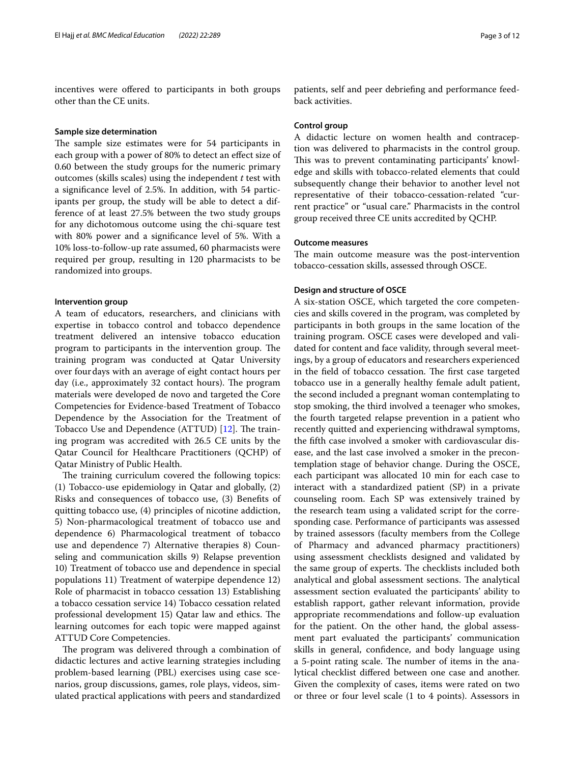incentives were offered to participants in both groups other than the CE units.

### Sample size determination

The sample size estimates were for 54 participants in each group with a power of 80% to detect an effect size of 0.60 between the study groups for the numeric primary outcomes (skills scales) using the independent *t* test with a significance level of 2.5%. In addition, with 54 participants per group, the study will be able to detect a difference of at least 27.5% between the two study groups for any dichotomous outcome using the chi-square test with 80% power and a significance level of 5%. With a 10% loss-to-follow-up rate assumed, 60 pharmacists were required per group, resulting in 120 pharmacists to be randomized into groups.

### Intervention group

A team of educators, researchers, and clinicians with expertise in tobacco control and tobacco dependence treatment delivered an intensive tobacco education program to participants in the intervention group. The training program was conducted at Qatar University over four days with an average of eight contact hours per day (i.e., approximately 32 contact hours). The program materials were developed de novo and targeted the Core Competencies for Evidence-based Treatment of Tobacco Dependence by the Association for the Treatment of Tobacco Use and Dependence (ATTUD) [12]. The training program was accredited with 26.5 CE units by the Qatar Council for Healthcare Practitioners (QCHP) of Qatar Ministry of Public Health.

The training curriculum covered the following topics: (1) Tobacco-use epidemiology in Qatar and globally, (2) Risks and consequences of tobacco use, (3) Benefits of quitting tobacco use, (4) principles of nicotine addiction, 5) Non-pharmacological treatment of tobacco use and dependence 6) Pharmacological treatment of tobacco use and dependence 7) Alternative therapies 8) Counseling and communication skills 9) Relapse prevention 10) Treatment of tobacco use and dependence in special populations 11) Treatment of waterpipe dependence 12) Role of pharmacist in tobacco cessation 13) Establishing a tobacco cessation service 14) Tobacco cessation related professional development 15) Qatar law and ethics. The learning outcomes for each topic were mapped against ATTUD Core Competencies.

The program was delivered through a combination of didactic lectures and active learning strategies including problem-based learning (PBL) exercises using case scenarios, group discussions, games, role plays, videos, simulated practical applications with peers and standardized patients, self and peer debriefing and performance feedback activities.

### Control group

A didactic lecture on women health and contraception was delivered to pharmacists in the control group. This was to prevent contaminating participants' knowledge and skills with tobacco-related elements that could subsequently change their behavior to another level not representative of their tobacco-cessation-related "current practice" or "usual care." Pharmacists in the control group received three CE units accredited by QCHP.

### Outcome measures

The main outcome measure was the post-intervention tobacco-cessation skills, assessed through OSCE.

### Design and structure of OSCE

A six-station OSCE, which targeted the core competencies and skills covered in the program, was completed by participants in both groups in the same location of the training program. OSCE cases were developed and validated for content and face validity, through several meetings, by a group of educators and researchers experienced in the field of tobacco cessation. The first case targeted tobacco use in a generally healthy female adult patient, the second included a pregnant woman contemplating to stop smoking, the third involved a teenager who smokes, the fourth targeted relapse prevention in a patient who recently quitted and experiencing withdrawal symptoms, the fifth case involved a smoker with cardiovascular disease, and the last case involved a smoker in the precontemplation stage of behavior change. During the OSCE, each participant was allocated 10 min for each case to interact with a standardized patient (SP) in a private counseling room. Each SP was extensively trained by the research team using a validated script for the corresponding case. Performance of participants was assessed by trained assessors (faculty members from the College of Pharmacy and advanced pharmacy practitioners) using assessment checklists designed and validated by the same group of experts. The checklists included both analytical and global assessment sections. The analytical assessment section evaluated the participants' ability to establish rapport, gather relevant information, provide appropriate recommendations and follow-up evaluation for the patient. On the other hand, the global assessment part evaluated the participants' communication skills in general, confidence, and body language using a 5-point rating scale. The number of items in the analytical checklist differed between one case and another. Given the complexity of cases, items were rated on two or three or four level scale (1 to 4 points). Assessors in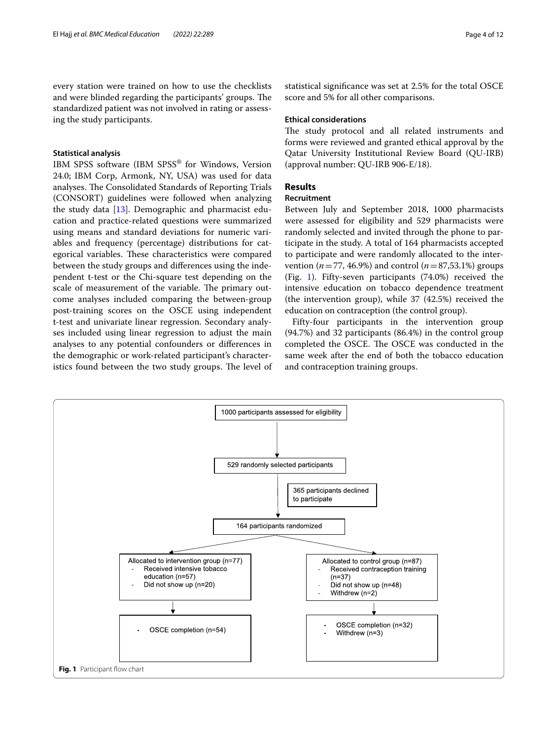every station were trained on how to use the checklists and were blinded regarding the participants' groups. The standardized patient was not involved in rating or assessing the study participants.

### Statistical analysis

IBM SPSS software (IBM SPSS® for Windows, Version 24.0; IBM Corp, Armonk, NY, USA) was used for data analyses. The Consolidated Standards of Reporting Trials (CONSORT) guidelines were followed when analyzing the study data [13]. Demographic and pharmacist education and practice-related questions were summarized using means and standard deviations for numeric variables and frequency (percentage) distributions for categorical variables. These characteristics were compared between the study groups and differences using the independent t-test or the Chi-square test depending on the scale of measurement of the variable. The primary outcome analyses included comparing the between-group post-training scores on the OSCE using independent t-test and univariate linear regression. Secondary analyses included using linear regression to adjust the main analyses to any potential confounders or differences in the demographic or work-related participant's characteristics found between the two study groups. The level of statistical significance was set at 2.5% for the total OSCE score and 5% for all other comparisons.

### Ethical considerations

The study protocol and all related instruments and forms were reviewed and granted ethical approval by the Qatar University Institutional Review Board (QU-IRB) (approval number: QU-IRB 906-E/18).

## Results

### Recruitment

Between July and September 2018, 1000 pharmacists were assessed for eligibility and 529 pharmacists were randomly selected and invited through the phone to participate in the study. A total of 164 pharmacists accepted to participate and were randomly allocated to the intervention ($n=77$, 46.9%) and control ($n=87$,53.1%) groups (Fig. 1). Fifty-seven participants (74.0%) received the intensive education on tobacco dependence treatment (the intervention group), while 37 (42.5%) received the education on contraception (the control group).

Fifty-four participants in the intervention group (94.7%) and 32 participants (86.4%) in the control group completed the OSCE. The OSCE was conducted in the same week after the end of both the tobacco education and contraception training groups.

1000 participants assessed for eligibility

529 randomly selected participants

365 participants declined to participate

164 participants randomized

Allocated to intervention group (n=77)
- Received intensive tobacco education (n=57)
- Did not show up (n=20)

Allocated to control group (n=87)
- Received contraception training (n=37)
- Did not show up (n=48)
- Withdrew (n=2)

- OSCE completion (n=54)

- OSCE completion (n=32)
- Withdrew (n=3)

**Fig. 1** Participant flow chart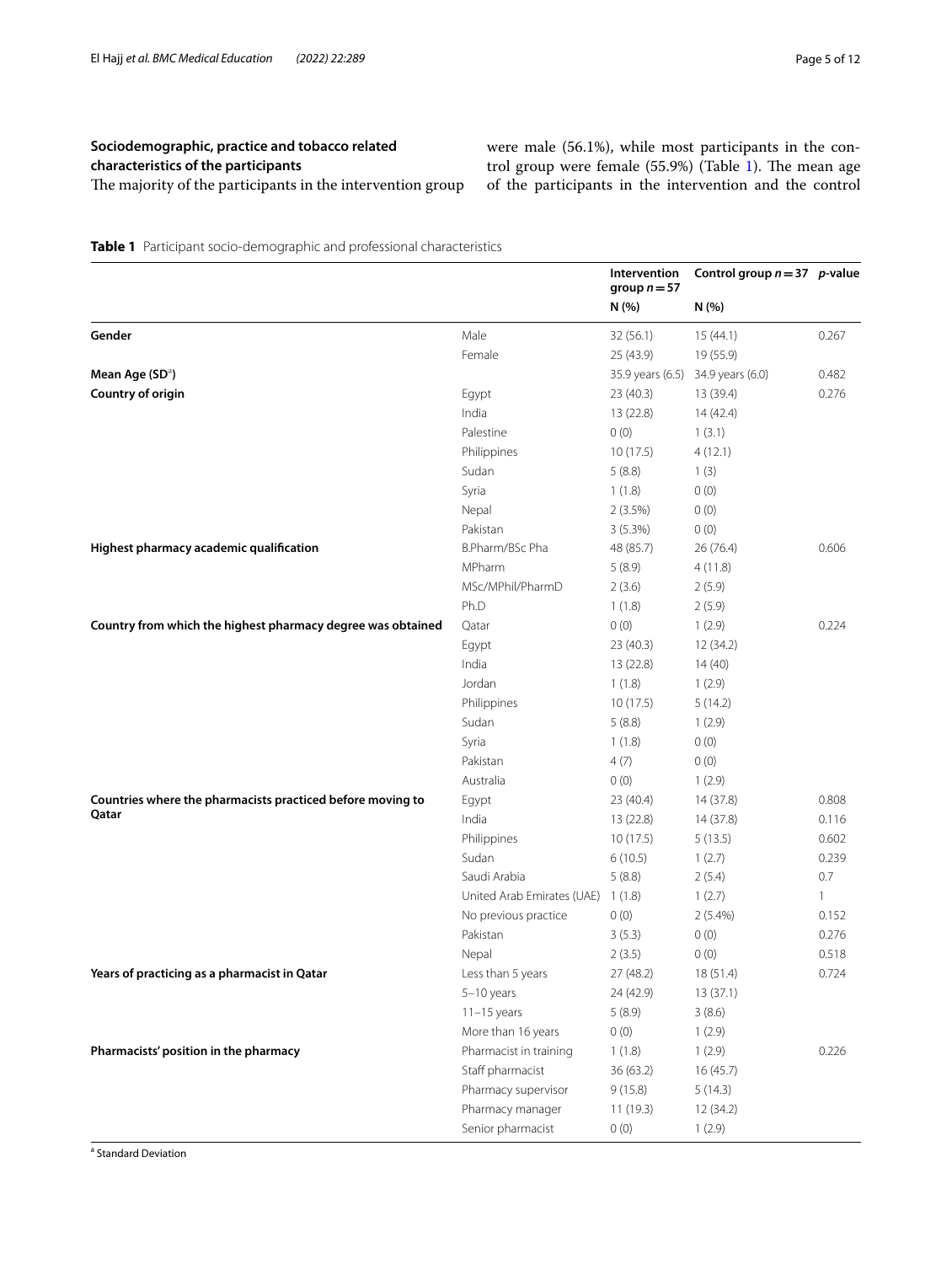### Sociodemographic, practice and tobacco related characteristics of the participants

The majority of the participants in the intervention group were male (56.1%), while most participants in the control group were female (55.9%) (Table 1). The mean age of the participants in the intervention and the control

**Table 1** Participant socio-demographic and professional characteristics

| | | Intervention group $n = 57$ | Control group $n = 37$ | *p*-value |
|---|---|---|---|---|
| | | N (%) | N (%) | |
| **Gender** | Male | 32 (56.1) | 15 (44.1) | 0.267 |
| | Female | 25 (43.9) | 19 (55.9) | |
| **Mean Age (SD[a])** | | 35.9 years (6.5) | 34.9 years (6.0) | 0.482 |
| **Country of origin** | Egypt | 23 (40.3) | 13 (39.4) | 0.276 |
| | India | 13 (22.8) | 14 (42.4) | |
| | Palestine | 0 (0) | 1 (3.1) | |
| | Philippines | 10 (17.5) | 4 (12.1) | |
| | Sudan | 5 (8.8) | 1 (3) | |
| | Syria | 1 (1.8) | 0 (0) | |
| | Nepal | 2 (3.5%) | 0 (0) | |
| | Pakistan | 3 (5.3%) | 0 (0) | |
| **Highest pharmacy academic qualification** | B.Pharm/BSc Pha | 48 (85.7) | 26 (76.4) | 0.606 |
| | MPharm | 5 (8.9) | 4 (11.8) | |
| | MSc/MPhil/PharmD | 2 (3.6) | 2 (5.9) | |
| | Ph.D | 1 (1.8) | 2 (5.9) | |
| **Country from which the highest pharmacy degree was obtained** | Qatar | 0 (0) | 1 (2.9) | 0.224 |
| | Egypt | 23 (40.3) | 12 (34.2) | |
| | India | 13 (22.8) | 14 (40) | |
| | Jordan | 1 (1.8) | 1 (2.9) | |
| | Philippines | 10 (17.5) | 5 (14.2) | |
| | Sudan | 5 (8.8) | 1 (2.9) | |
| | Syria | 1 (1.8) | 0 (0) | |
| | Pakistan | 4 (7) | 0 (0) | |
| | Australia | 0 (0) | 1 (2.9) | |
| **Countries where the pharmacists practiced before moving to Qatar** | Egypt | 23 (40.4) | 14 (37.8) | 0.808 |
| | India | 13 (22.8) | 14 (37.8) | 0.116 |
| | Philippines | 10 (17.5) | 5 (13.5) | 0.602 |
| | Sudan | 6 (10.5) | 1 (2.7) | 0.239 |
| | Saudi Arabia | 5 (8.8) | 2 (5.4) | 0.7 |
| | United Arab Emirates (UAE) | 1 (1.8) | 1 (2.7) | 1 |
| | No previous practice | 0 (0) | 2 (5.4%) | 0.152 |
| | Pakistan | 3 (5.3) | 0 (0) | 0.276 |
| | Nepal | 2 (3.5) | 0 (0) | 0.518 |
| **Years of practicing as a pharmacist in Qatar** | Less than 5 years | 27 (48.2) | 18 (51.4) | 0.724 |
| | 5–10 years | 24 (42.9) | 13 (37.1) | |
| | 11–15 years | 5 (8.9) | 3 (8.6) | |
| | More than 16 years | 0 (0) | 1 (2.9) | |
| **Pharmacists' position in the pharmacy** | Pharmacist in training | 1 (1.8) | 1 (2.9) | 0.226 |
| | Staff pharmacist | 36 (63.2) | 16 (45.7) | |
| | Pharmacy supervisor | 9 (15.8) | 5 (14.3) | |
| | Pharmacy manager | 11 (19.3) | 12 (34.2) | |
| | Senior pharmacist | 0 (0) | 1 (2.9) | |

[a] Standard Deviation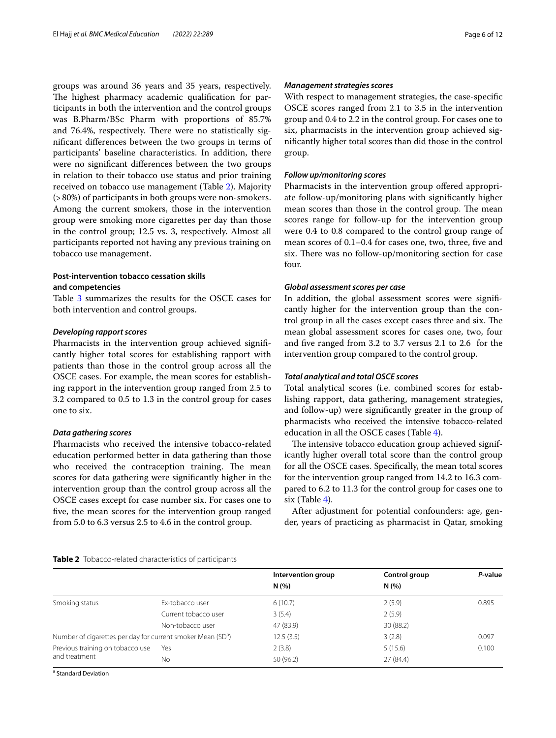groups was around 36 years and 35 years, respectively. The highest pharmacy academic qualification for participants in both the intervention and the control groups was B.Pharm/BSc Pharm with proportions of 85.7% and 76.4%, respectively. There were no statistically significant differences between the two groups in terms of participants' baseline characteristics. In addition, there were no significant differences between the two groups in relation to their tobacco use status and prior training received on tobacco use management (Table 2). Majority (>80%) of participants in both groups were non-smokers. Among the current smokers, those in the intervention group were smoking more cigarettes per day than those in the control group; 12.5 vs. 3, respectively. Almost all participants reported not having any previous training on tobacco use management.

### Post-intervention tobacco cessation skills and competencies

Table 3 summarizes the results for the OSCE cases for both intervention and control groups.

#### *Developing rapport scores*

Pharmacists in the intervention group achieved significantly higher total scores for establishing rapport with patients than those in the control group across all the OSCE cases. For example, the mean scores for establishing rapport in the intervention group ranged from 2.5 to 3.2 compared to 0.5 to 1.3 in the control group for cases one to six.

#### *Data gathering scores*

Pharmacists who received the intensive tobacco-related education performed better in data gathering than those who received the contraception training. The mean scores for data gathering were significantly higher in the intervention group than the control group across all the OSCE cases except for case number six. For cases one to five, the mean scores for the intervention group ranged from 5.0 to 6.3 versus 2.5 to 4.6 in the control group.

#### *Management strategies scores*

With respect to management strategies, the case-specific OSCE scores ranged from 2.1 to 3.5 in the intervention group and 0.4 to 2.2 in the control group. For cases one to six, pharmacists in the intervention group achieved significantly higher total scores than did those in the control group.

#### *Follow up/monitoring scores*

Pharmacists in the intervention group offered appropriate follow-up/monitoring plans with significantly higher mean scores than those in the control group. The mean scores range for follow-up for the intervention group were 0.4 to 0.8 compared to the control group range of mean scores of 0.1–0.4 for cases one, two, three, five and six. There was no follow-up/monitoring section for case four.

#### *Global assessment scores per case*

In addition, the global assessment scores were significantly higher for the intervention group than the control group in all the cases except cases three and six. The mean global assessment scores for cases one, two, four and five ranged from 3.2 to 3.7 versus 2.1 to 2.6 for the intervention group compared to the control group.

#### *Total analytical and total OSCE scores*

Total analytical scores (i.e. combined scores for establishing rapport, data gathering, management strategies, and follow-up) were significantly greater in the group of pharmacists who received the intensive tobacco-related education in all the OSCE cases (Table 4).

The intensive tobacco education group achieved significantly higher overall total score than the control group for all the OSCE cases. Specifically, the mean total scores for the intervention group ranged from 14.2 to 16.3 compared to 6.2 to 11.3 for the control group for cases one to six (Table 4).

After adjustment for potential confounders: age, gender, years of practicing as pharmacist in Qatar, smoking

**Table 2** Tobacco-related characteristics of participants

| | | Intervention group N (%) | Control group N (%) | *P*-value |
|---|---|---|---|---|
| Smoking status | Ex-tobacco user | 6 (10.7) | 2 (5.9) | 0.895 |
| | Current tobacco user | 3 (5.4) | 2 (5.9) | |
| | Non-tobacco user | 47 (83.9) | 30 (88.2) | |
| Number of cigarettes per day for current smoker Mean (SD[a]) | | 12.5 (3.5) | 3 (2.8) | 0.097 |
| Previous training on tobacco use and treatment | Yes | 2 (3.8) | 5 (15.6) | 0.100 |
| | No | 50 (96.2) | 27 (84.4) | |

[a] Standard Deviation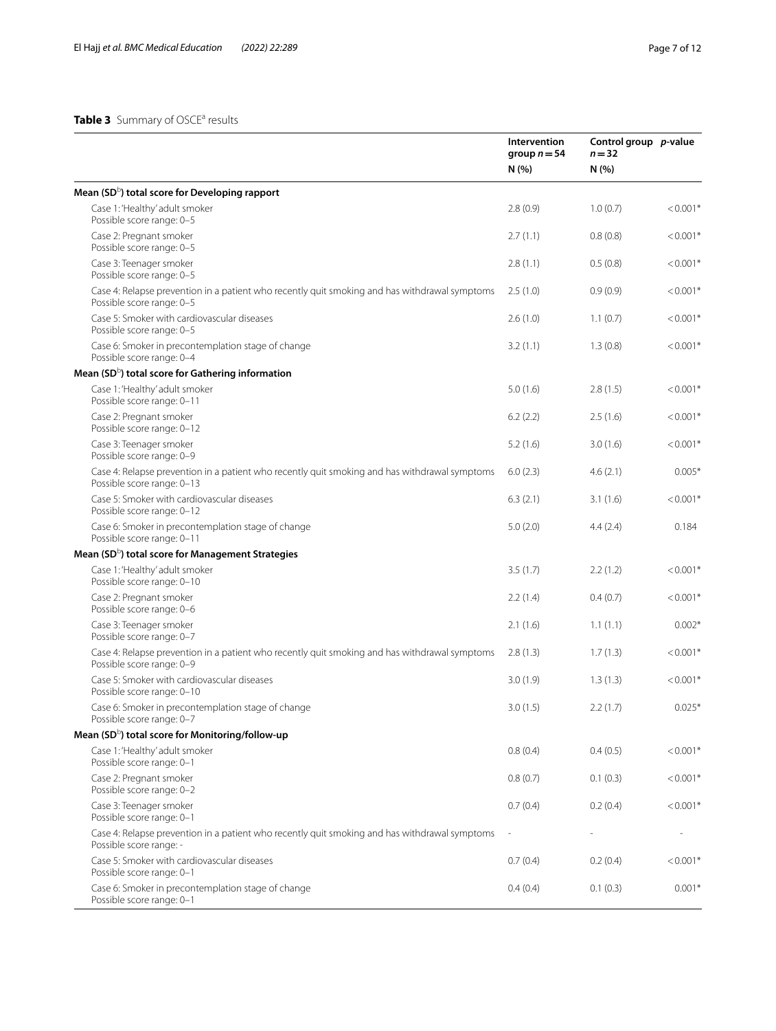**Table 3** Summary of OSCE[a] results

| | Intervention group $n = 54$ N (%) | Control group $n = 32$ N (%) | *p*-value |
|---|---|---|---|
| **Mean (SD[b]) total score for Developing rapport** | | | |
| Case 1: 'Healthy' adult smoker Possible score range: 0–5 | 2.8 (0.9) | 1.0 (0.7) | <0.001* |
| Case 2: Pregnant smoker Possible score range: 0–5 | 2.7 (1.1) | 0.8 (0.8) | <0.001* |
| Case 3: Teenager smoker Possible score range: 0–5 | 2.8 (1.1) | 0.5 (0.8) | <0.001* |
| Case 4: Relapse prevention in a patient who recently quit smoking and has withdrawal symptoms Possible score range: 0–5 | 2.5 (1.0) | 0.9 (0.9) | <0.001* |
| Case 5: Smoker with cardiovascular diseases Possible score range: 0–5 | 2.6 (1.0) | 1.1 (0.7) | <0.001* |
| Case 6: Smoker in precontemplation stage of change Possible score range: 0–4 | 3.2 (1.1) | 1.3 (0.8) | <0.001* |
| **Mean (SD[b]) total score for Gathering information** | | | |
| Case 1: 'Healthy' adult smoker Possible score range: 0–11 | 5.0 (1.6) | 2.8 (1.5) | <0.001* |
| Case 2: Pregnant smoker Possible score range: 0–12 | 6.2 (2.2) | 2.5 (1.6) | <0.001* |
| Case 3: Teenager smoker Possible score range: 0–9 | 5.2 (1.6) | 3.0 (1.6) | <0.001* |
| Case 4: Relapse prevention in a patient who recently quit smoking and has withdrawal symptoms Possible score range: 0–13 | 6.0 (2.3) | 4.6 (2.1) | 0.005* |
| Case 5: Smoker with cardiovascular diseases Possible score range: 0–12 | 6.3 (2.1) | 3.1 (1.6) | <0.001* |
| Case 6: Smoker in precontemplation stage of change Possible score range: 0–11 | 5.0 (2.0) | 4.4 (2.4) | 0.184 |
| **Mean (SD[b]) total score for Management Strategies** | | | |
| Case 1: 'Healthy' adult smoker Possible score range: 0–10 | 3.5 (1.7) | 2.2 (1.2) | <0.001* |
| Case 2: Pregnant smoker Possible score range: 0–6 | 2.2 (1.4) | 0.4 (0.7) | <0.001* |
| Case 3: Teenager smoker Possible score range: 0–7 | 2.1 (1.6) | 1.1 (1.1) | 0.002* |
| Case 4: Relapse prevention in a patient who recently quit smoking and has withdrawal symptoms Possible score range: 0–9 | 2.8 (1.3) | 1.7 (1.3) | <0.001* |
| Case 5: Smoker with cardiovascular diseases Possible score range: 0–10 | 3.0 (1.9) | 1.3 (1.3) | <0.001* |
| Case 6: Smoker in precontemplation stage of change Possible score range: 0–7 | 3.0 (1.5) | 2.2 (1.7) | 0.025* |
| **Mean (SD[b]) total score for Monitoring/follow-up** | | | |
| Case 1: 'Healthy' adult smoker Possible score range: 0–1 | 0.8 (0.4) | 0.4 (0.5) | <0.001* |
| Case 2: Pregnant smoker Possible score range: 0–2 | 0.8 (0.7) | 0.1 (0.3) | <0.001* |
| Case 3: Teenager smoker Possible score range: 0–1 | 0.7 (0.4) | 0.2 (0.4) | <0.001* |
| Case 4: Relapse prevention in a patient who recently quit smoking and has withdrawal symptoms Possible score range: - | - | - | - |
| Case 5: Smoker with cardiovascular diseases Possible score range: 0–1 | 0.7 (0.4) | 0.2 (0.4) | <0.001* |
| Case 6: Smoker in precontemplation stage of change Possible score range: 0–1 | 0.4 (0.4) | 0.1 (0.3) | 0.001* |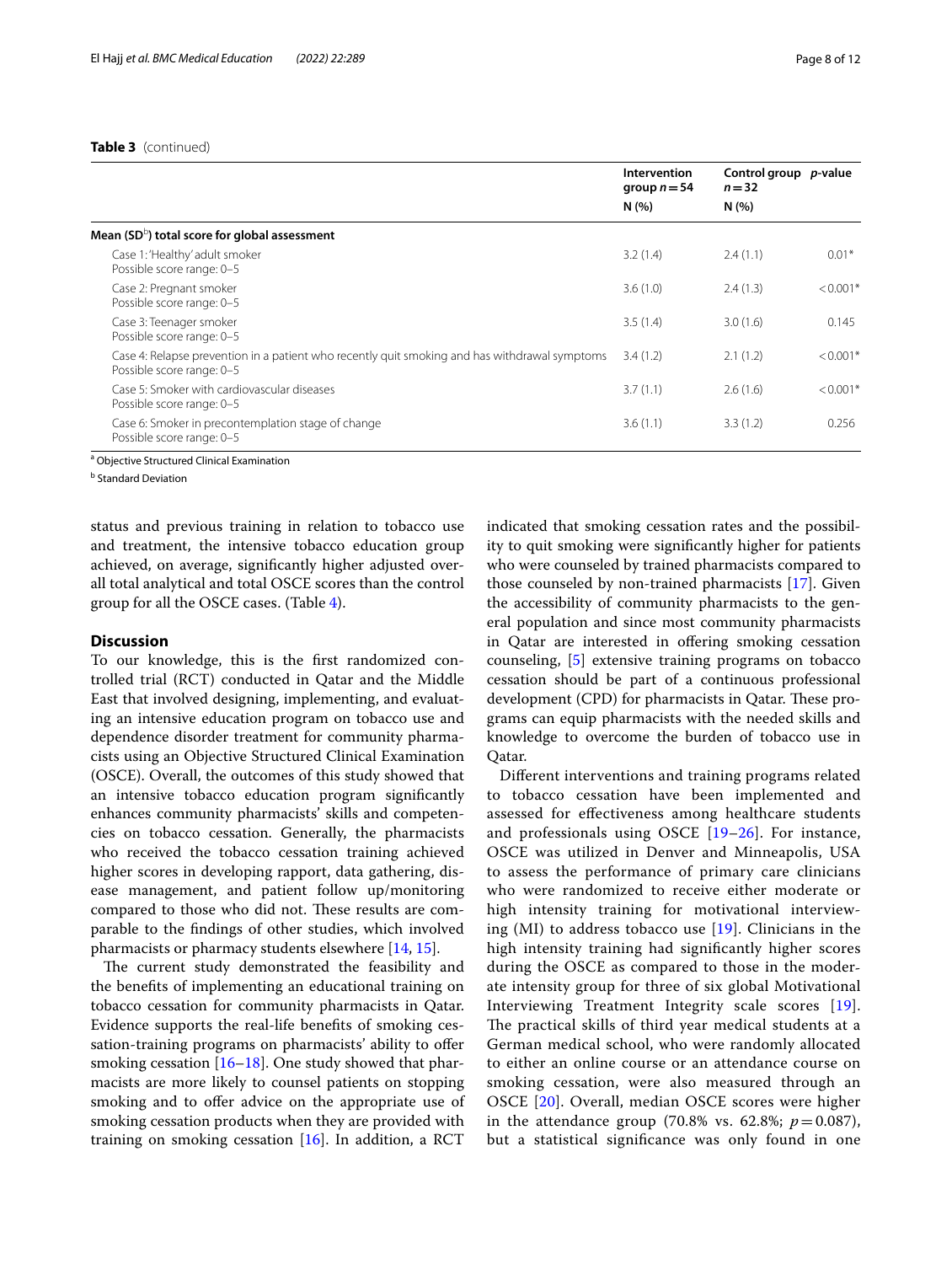**Table 3** (continued)

| | Intervention group $n=54$ N (%) | Control group $n=32$ N (%) | *p*-value |
|---|---|---|---|
| **Mean (SD[b]) total score for global assessment** | | | |
| Case 1: 'Healthy' adult smoker<br>Possible score range: 0–5 | 3.2 (1.4) | 2.4 (1.1) | 0.01* |
| Case 2: Pregnant smoker<br>Possible score range: 0–5 | 3.6 (1.0) | 2.4 (1.3) | <0.001* |
| Case 3: Teenager smoker<br>Possible score range: 0–5 | 3.5 (1.4) | 3.0 (1.6) | 0.145 |
| Case 4: Relapse prevention in a patient who recently quit smoking and has withdrawal symptoms<br>Possible score range: 0–5 | 3.4 (1.2) | 2.1 (1.2) | <0.001* |
| Case 5: Smoker with cardiovascular diseases<br>Possible score range: 0–5 | 3.7 (1.1) | 2.6 (1.6) | <0.001* |
| Case 6: Smoker in precontemplation stage of change<br>Possible score range: 0–5 | 3.6 (1.1) | 3.3 (1.2) | 0.256 |

[a] Objective Structured Clinical Examination

[b] Standard Deviation

status and previous training in relation to tobacco use and treatment, the intensive tobacco education group achieved, on average, significantly higher adjusted overall total analytical and total OSCE scores than the control group for all the OSCE cases. (Table 4).

## Discussion

To our knowledge, this is the first randomized controlled trial (RCT) conducted in Qatar and the Middle East that involved designing, implementing, and evaluating an intensive education program on tobacco use and dependence disorder treatment for community pharmacists using an Objective Structured Clinical Examination (OSCE). Overall, the outcomes of this study showed that an intensive tobacco education program significantly enhances community pharmacists' skills and competencies on tobacco cessation. Generally, the pharmacists who received the tobacco cessation training achieved higher scores in developing rapport, data gathering, disease management, and patient follow up/monitoring compared to those who did not. These results are comparable to the findings of other studies, which involved pharmacists or pharmacy students elsewhere [14, 15].

The current study demonstrated the feasibility and the benefits of implementing an educational training on tobacco cessation for community pharmacists in Qatar. Evidence supports the real-life benefits of smoking cessation-training programs on pharmacists' ability to offer smoking cessation [16–18]. One study showed that pharmacists are more likely to counsel patients on stopping smoking and to offer advice on the appropriate use of smoking cessation products when they are provided with training on smoking cessation [16]. In addition, a RCT indicated that smoking cessation rates and the possibility to quit smoking were significantly higher for patients who were counseled by trained pharmacists compared to those counseled by non-trained pharmacists [17]. Given the accessibility of community pharmacists to the general population and since most community pharmacists in Qatar are interested in offering smoking cessation counseling, [5] extensive training programs on tobacco cessation should be part of a continuous professional development (CPD) for pharmacists in Qatar. These programs can equip pharmacists with the needed skills and knowledge to overcome the burden of tobacco use in Qatar.

Different interventions and training programs related to tobacco cessation have been implemented and assessed for effectiveness among healthcare students and professionals using OSCE [19–26]. For instance, OSCE was utilized in Denver and Minneapolis, USA to assess the performance of primary care clinicians who were randomized to receive either moderate or high intensity training for motivational interviewing (MI) to address tobacco use [19]. Clinicians in the high intensity training had significantly higher scores during the OSCE as compared to those in the moderate intensity group for three of six global Motivational Interviewing Treatment Integrity scale scores [19]. The practical skills of third year medical students at a German medical school, who were randomly allocated to either an online course or an attendance course on smoking cessation, were also measured through an OSCE [20]. Overall, median OSCE scores were higher in the attendance group (70.8% vs. 62.8%; $p=0.087$), but a statistical significance was only found in one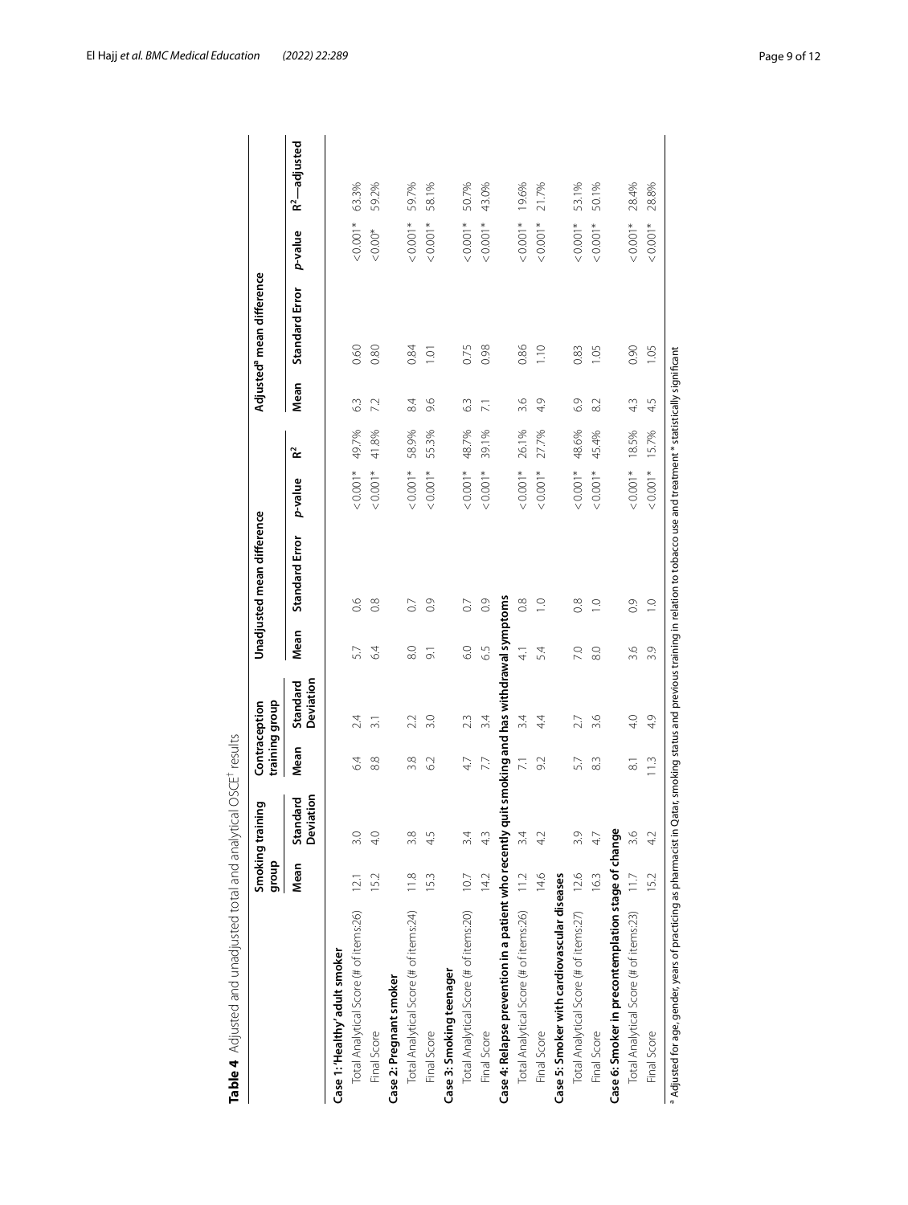**Table 4** Adjusted and unadjusted total and analytical OSCE[†] results

| | Smoking training group | | Contraception training group | | Unadjusted mean difference | | | | Adjusted[a] mean difference | | | |
|---|---|---|---|---|---|---|---|---|---|---|---|---|
| | Mean | Standard Deviation | Mean | Standard Deviation | Mean | Standard Error | *p*-value | $R^2$ | Mean | Standard Error | *p*-value | $R^2$—adjusted |
| **Case 1: 'Healthy' adult smoker** | | | | | | | | | | | | |
| Total Analytical Score (# of items:26) | 12.1 | 3.0 | 6.4 | 2.4 | 5.7 | 0.6 | < 0.001* | 49.7% | 6.3 | 0.60 | < 0.001* | 63.3% |
| Final Score | 15.2 | 4.0 | 8.8 | 3.1 | 6.4 | 0.8 | < 0.001* | 41.8% | 7.2 | 0.80 | < 0.00* | 59.2% |
| **Case 2: Pregnant smoker** | | | | | | | | | | | | |
| Total Analytical Score (# of items:24) | 11.8 | 3.8 | 3.8 | 2.2 | 8.0 | 0.7 | < 0.001* | 58.9% | 8.4 | 0.84 | < 0.001* | 59.7% |
| Final Score | 15.3 | 4.5 | 6.2 | 3.0 | 9.1 | 0.9 | < 0.001* | 55.3% | 9.6 | 1.01 | < 0.001* | 58.1% |
| **Case 3: Smoking teenager** | | | | | | | | | | | | |
| Total Analytical Score (# of items:20) | 10.7 | 3.4 | 4.7 | 2.3 | 6.0 | 0.7 | < 0.001* | 48.7% | 6.3 | 0.75 | < 0.001* | 50.7% |
| Final Score | 14.2 | 4.3 | 7.7 | 3.4 | 6.5 | 0.9 | < 0.001* | 39.1% | 7.1 | 0.98 | < 0.001* | 43.0% |
| **Case 4: Relapse prevention in a patient who recently quit smoking and has withdrawal symptoms** | | | | | | | | | | | | |
| Total Analytical Score (# of items:26) | 11.2 | 3.4 | 7.1 | 3.4 | 4.1 | 0.8 | < 0.001* | 26.1% | 3.6 | 0.86 | < 0.001* | 19.6% |
| Final Score | 14.6 | 4.2 | 9.2 | 4.4 | 5.4 | 1.0 | < 0.001* | 27.7% | 4.9 | 1.10 | < 0.001* | 21.7% |
| **Case 5: Smoker with cardiovascular diseases** | | | | | | | | | | | | |
| Total Analytical Score (# of items:27) | 12.6 | 3.9 | 5.7 | 2.7 | 7.0 | 0.8 | < 0.001* | 48.6% | 6.9 | 0.83 | < 0.001* | 53.1% |
| Final Score | 16.3 | 4.7 | 8.3 | 3.6 | 8.0 | 1.0 | < 0.001* | 45.4% | 8.2 | 1.05 | < 0.001* | 50.1% |
| **Case 6: Smoker in precontemplation stage of change** | | | | | | | | | | | | |
| Total Analytical Score (# of items:23) | 11.7 | 3.6 | 8.1 | 4.0 | 3.6 | 0.9 | < 0.001* | 18.5% | 4.3 | 0.90 | < 0.001* | 28.4% |
| Final Score | 15.2 | 4.2 | 11.3 | 4.9 | 3.9 | 1.0 | < 0.001* | 15.7% | 4.5 | 1.05 | < 0.001* | 28.8% |

[a] Adjusted for age, gender, years of practicing as pharmacist in Qatar, smoking status and previous training in relation to tobacco use and treatment * statistically significant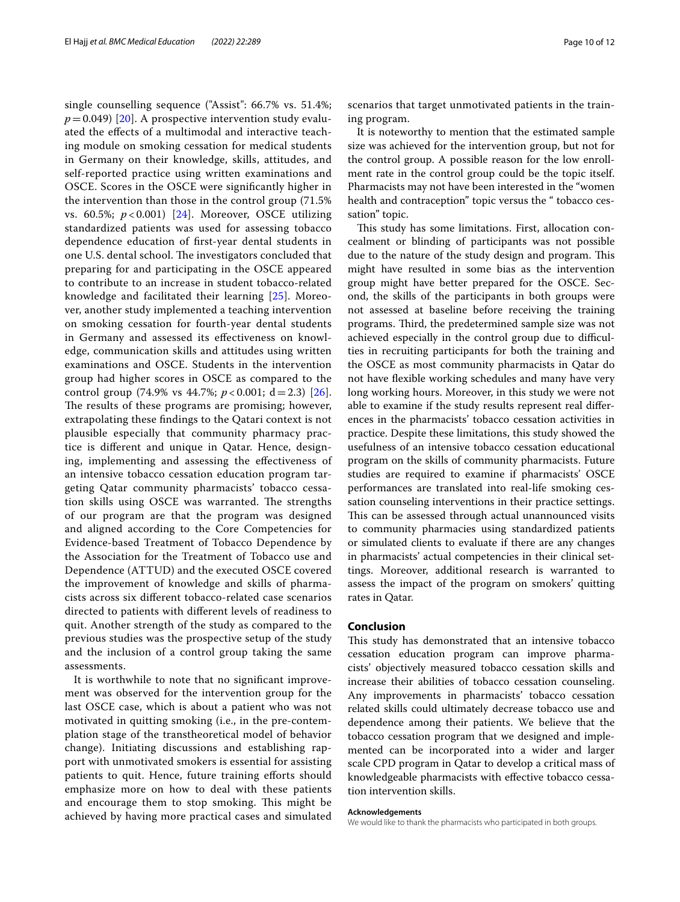single counselling sequence ("Assist": 66.7% vs. 51.4%; $p = 0.049$) [20]. A prospective intervention study evaluated the effects of a multimodal and interactive teaching module on smoking cessation for medical students in Germany on their knowledge, skills, attitudes, and self-reported practice using written examinations and OSCE. Scores in the OSCE were significantly higher in the intervention than those in the control group (71.5% vs. 60.5%; $p < 0.001$) [24]. Moreover, OSCE utilizing standardized patients was used for assessing tobacco dependence education of first-year dental students in one U.S. dental school. The investigators concluded that preparing for and participating in the OSCE appeared to contribute to an increase in student tobacco-related knowledge and facilitated their learning [25]. Moreover, another study implemented a teaching intervention on smoking cessation for fourth-year dental students in Germany and assessed its effectiveness on knowledge, communication skills and attitudes using written examinations and OSCE. Students in the intervention group had higher scores in OSCE as compared to the control group (74.9% vs 44.7%; $p < 0.001$; $d = 2.3$) [26]. The results of these programs are promising; however, extrapolating these findings to the Qatari context is not plausible especially that community pharmacy practice is different and unique in Qatar. Hence, designing, implementing and assessing the effectiveness of an intensive tobacco cessation education program targeting Qatar community pharmacists' tobacco cessation skills using OSCE was warranted. The strengths of our program are that the program was designed and aligned according to the Core Competencies for Evidence-based Treatment of Tobacco Dependence by the Association for the Treatment of Tobacco use and Dependence (ATTUD) and the executed OSCE covered the improvement of knowledge and skills of pharmacists across six different tobacco-related case scenarios directed to patients with different levels of readiness to quit. Another strength of the study as compared to the previous studies was the prospective setup of the study and the inclusion of a control group taking the same assessments.

It is worthwhile to note that no significant improvement was observed for the intervention group for the last OSCE case, which is about a patient who was not motivated in quitting smoking (i.e., in the pre-contemplation stage of the transtheoretical model of behavior change). Initiating discussions and establishing rapport with unmotivated smokers is essential for assisting patients to quit. Hence, future training efforts should emphasize more on how to deal with these patients and encourage them to stop smoking. This might be achieved by having more practical cases and simulated scenarios that target unmotivated patients in the training program.

It is noteworthy to mention that the estimated sample size was achieved for the intervention group, but not for the control group. A possible reason for the low enrollment rate in the control group could be the topic itself. Pharmacists may not have been interested in the "women health and contraception" topic versus the " tobacco cessation" topic.

This study has some limitations. First, allocation concealment or blinding of participants was not possible due to the nature of the study design and program. This might have resulted in some bias as the intervention group might have better prepared for the OSCE. Second, the skills of the participants in both groups were not assessed at baseline before receiving the training programs. Third, the predetermined sample size was not achieved especially in the control group due to difficulties in recruiting participants for both the training and the OSCE as most community pharmacists in Qatar do not have flexible working schedules and many have very long working hours. Moreover, in this study we were not able to examine if the study results represent real differences in the pharmacists' tobacco cessation activities in practice. Despite these limitations, this study showed the usefulness of an intensive tobacco cessation educational program on the skills of community pharmacists. Future studies are required to examine if pharmacists' OSCE performances are translated into real-life smoking cessation counseling interventions in their practice settings. This can be assessed through actual unannounced visits to community pharmacies using standardized patients or simulated clients to evaluate if there are any changes in pharmacists' actual competencies in their clinical settings. Moreover, additional research is warranted to assess the impact of the program on smokers' quitting rates in Qatar.

## Conclusion

This study has demonstrated that an intensive tobacco cessation education program can improve pharmacists' objectively measured tobacco cessation skills and increase their abilities of tobacco cessation counseling. Any improvements in pharmacists' tobacco cessation related skills could ultimately decrease tobacco use and dependence among their patients. We believe that the tobacco cessation program that we designed and implemented can be incorporated into a wider and larger scale CPD program in Qatar to develop a critical mass of knowledgeable pharmacists with effective tobacco cessation intervention skills.

#### Acknowledgements

We would like to thank the pharmacists who participated in both groups.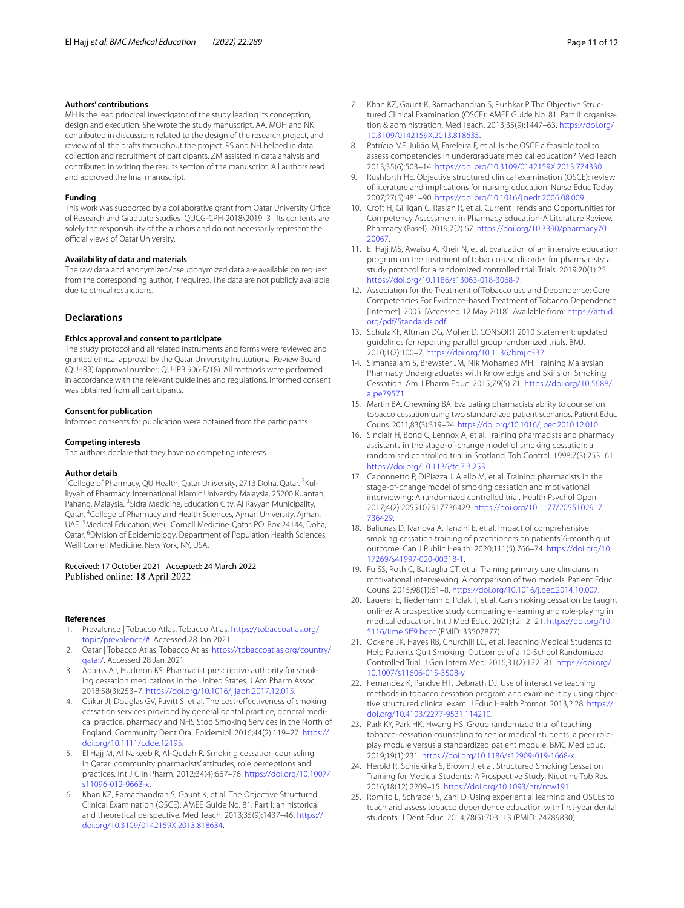### Authors' contributions

MH is the lead principal investigator of the study leading its conception, design and execution. She wrote the study manuscript. AA, MOH and NK contributed in discussions related to the design of the research project, and review of all the drafts throughout the project. RS and NH helped in data collection and recruitment of participants. ZM assisted in data analysis and contributed in writing the results section of the manuscript. All authors read and approved the final manuscript.

### Funding

This work was supported by a collaborative grant from Qatar University Office of Research and Graduate Studies [QUCG-CPH-2018\2019–3]. Its contents are solely the responsibility of the authors and do not necessarily represent the official views of Qatar University.

### Availability of data and materials

The raw data and anonymized/pseudonymized data are available on request from the corresponding author, if required. The data are not publicly available due to ethical restrictions.

## Declarations

### Ethics approval and consent to participate

The study protocol and all related instruments and forms were reviewed and granted ethical approval by the Qatar University Institutional Review Board (QU-IRB) (approval number: QU-IRB 906-E/18). All methods were performed in accordance with the relevant guidelines and regulations. Informed consent was obtained from all participants.

### Consent for publication

Informed consents for publication were obtained from the participants.

### Competing interests

The authors declare that they have no competing interests.

### Author details

[1]College of Pharmacy, QU Health, Qatar University, 2713 Doha, Qatar. [2]Kulliyyah of Pharmacy, International Islamic University Malaysia, 25200 Kuantan, Pahang, Malaysia. [3]Sidra Medicine, Education City, Al Rayyan Municipality, Qatar. [4]College of Pharmacy and Health Sciences, Ajman University, Ajman, UAE. [5]Medical Education, Weill Cornell Medicine-Qatar, P.O. Box 24144, Doha, Qatar. [6]Division of Epidemiology, Department of Population Health Sciences, Weill Cornell Medicine, New York, NY, USA.

Received: 17 October 2021 Accepted: 24 March 2022
Published online: 18 April 2022

### References

1. Prevalence | Tobacco Atlas. Tobacco Atlas. https://tobaccoatlas.org/topic/prevalence/#. Accessed 28 Jan 2021
2. Qatar | Tobacco Atlas. Tobacco Atlas. https://tobaccoatlas.org/country/qatar/. Accessed 28 Jan 2021
3. Adams AJ, Hudmon KS. Pharmacist prescriptive authority for smoking cessation medications in the United States. J Am Pharm Assoc. 2018;58(3):253–7. https://doi.org/10.1016/j.japh.2017.12.015.
4. Csikar JI, Douglas GV, Pavitt S, et al. The cost-effectiveness of smoking cessation services provided by general dental practice, general medical practice, pharmacy and NHS Stop Smoking Services in the North of England. Community Dent Oral Epidemiol. 2016;44(2):119–27. https://doi.org/10.1111/cdoe.12195.
5. El Hajj M, Al Nakeeb R, Al-Qudah R. Smoking cessation counseling in Qatar: community pharmacists' attitudes, role perceptions and practices. Int J Clin Pharm. 2012;34(4):667–76. https://doi.org/10.1007/s11096-012-9663-x.
6. Khan KZ, Ramachandran S, Gaunt K, et al. The Objective Structured Clinical Examination (OSCE): AMEE Guide No. 81. Part I: an historical and theoretical perspective. Med Teach. 2013;35(9):1437–46. https://doi.org/10.3109/0142159X.2013.818634.
7. Khan KZ, Gaunt K, Ramachandran S, Pushkar P. The Objective Structured Clinical Examination (OSCE): AMEE Guide No. 81. Part II: organisation & administration. Med Teach. 2013;35(9):1447–63. https://doi.org/10.3109/0142159X.2013.818635.
8. Patrício MF, Julião M, Fareleira F, et al. Is the OSCE a feasible tool to assess competencies in undergraduate medical education? Med Teach. 2013;35(6):503–14. https://doi.org/10.3109/0142159X.2013.774330.
9. Rushforth HE. Objective structured clinical examination (OSCE): review of literature and implications for nursing education. Nurse Educ Today. 2007;27(5):481–90. https://doi.org/10.1016/j.nedt.2006.08.009.
10. Croft H, Gilligan C, Rasiah R, et al. Current Trends and Opportunities for Competency Assessment in Pharmacy Education-A Literature Review. Pharmacy (Basel). 2019;7(2):67. https://doi.org/10.3390/pharmacy7020067.
11. El Hajj MS, Awaisu A, Kheir N, et al. Evaluation of an intensive education program on the treatment of tobacco-use disorder for pharmacists: a study protocol for a randomized controlled trial. Trials. 2019;20(1):25. https://doi.org/10.1186/s13063-018-3068-7.
12. Association for the Treatment of Tobacco use and Dependence: Core Competencies For Evidence-based Treatment of Tobacco Dependence [Internet]. 2005. [Accessed 12 May 2018]. Available from: https://attud.org/pdf/Standards.pdf.
13. Schulz KF, Altman DG, Moher D. CONSORT 2010 Statement: updated guidelines for reporting parallel group randomized trials. BMJ. 2010;1(2):100–7. https://doi.org/10.1136/bmj.c332.
14. Simansalam S, Brewster JM, Nik Mohamed MH. Training Malaysian Pharmacy Undergraduates with Knowledge and Skills on Smoking Cessation. Am J Pharm Educ. 2015;79(5):71. https://doi.org/10.5688/ajpe79571.
15. Martin BA, Chewning BA. Evaluating pharmacists' ability to counsel on tobacco cessation using two standardized patient scenarios. Patient Educ Couns. 2011;83(3):319–24. https://doi.org/10.1016/j.pec.2010.12.010.
16. Sinclair H, Bond C, Lennox A, et al. Training pharmacists and pharmacy assistants in the stage-of-change model of smoking cessation: a randomised controlled trial in Scotland. Tob Control. 1998;7(3):253–61. https://doi.org/10.1136/tc.7.3.253.
17. Caponnetto P, DiPiazza J, Aiello M, et al. Training pharmacists in the stage-of-change model of smoking cessation and motivational interviewing: A randomized controlled trial. Health Psychol Open. 2017;4(2):2055102917736429. https://doi.org/10.1177/2055102917736429.
18. Baliunas D, Ivanova A, Tanzini E, et al. Impact of comprehensive smoking cessation training of practitioners on patients' 6-month quit outcome. Can J Public Health. 2020;111(5):766–74. https://doi.org/10.17269/s41997-020-00318-1.
19. Fu SS, Roth C, Battaglia CT, et al. Training primary care clinicians in motivational interviewing: A comparison of two models. Patient Educ Couns. 2015;98(1):61–8. https://doi.org/10.1016/j.pec.2014.10.007.
20. Lauerer E, Tiedemann E, Polak T, et al. Can smoking cessation be taught online? A prospective study comparing e-learning and role-playing in medical education. Int J Med Educ. 2021;12:12–21. https://doi.org/10.5116/ijme.5ff9.bccc (PMID: 33507877).
21. Ockene JK, Hayes RB, Churchill LC, et al. Teaching Medical Students to Help Patients Quit Smoking: Outcomes of a 10-School Randomized Controlled Trial. J Gen Intern Med. 2016;31(2):172–81. https://doi.org/10.1007/s11606-015-3508-y.
22. Fernandez K, Pandve HT, Debnath DJ. Use of interactive teaching methods in tobacco cessation program and examine it by using objective structured clinical exam. J Educ Health Promot. 2013;2:28. https://doi.org/10.4103/2277-9531.114210.
23. Park KY, Park HK, Hwang HS. Group randomized trial of teaching tobacco-cessation counseling to senior medical students: a peer role-play module versus a standardized patient module. BMC Med Educ. 2019;19(1):231. https://doi.org/10.1186/s12909-019-1668-x.
24. Herold R, Schiekirka S, Brown J, et al. Structured Smoking Cessation Training for Medical Students: A Prospective Study. Nicotine Tob Res. 2016;18(12):2209–15. https://doi.org/10.1093/ntr/ntw191.
25. Romito L, Schrader S, Zahl D. Using experiential learning and OSCEs to teach and assess tobacco dependence education with first-year dental students. J Dent Educ. 2014;78(5):703–13 (PMID: 24789830).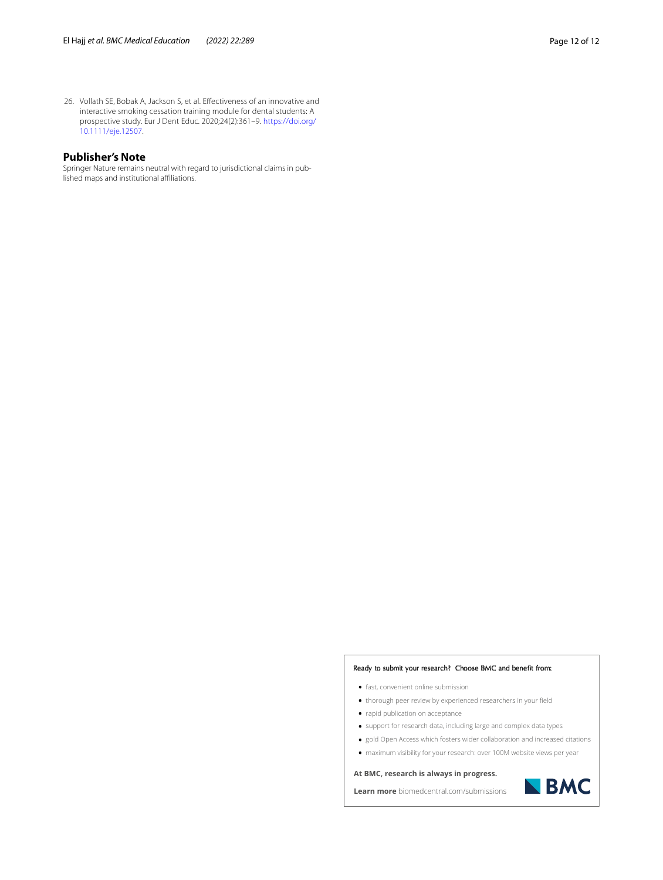26. Vollath SE, Bobak A, Jackson S, et al. Effectiveness of an innovative and interactive smoking cessation training module for dental students: A prospective study. Eur J Dent Educ. 2020;24(2):361–9. https://doi.org/10.1111/eje.12507.

## Publisher's Note

Springer Nature remains neutral with regard to jurisdictional claims in published maps and institutional affiliations.

Ready to submit your research? Choose BMC and benefit from:

- fast, convenient online submission
- thorough peer review by experienced researchers in your field
- rapid publication on acceptance
- support for research data, including large and complex data types
- gold Open Access which fosters wider collaboration and increased citations
- maximum visibility for your research: over 100M website views per year

**At BMC, research is always in progress.**

**Learn more** biomedcentral.com/submissions

BMC